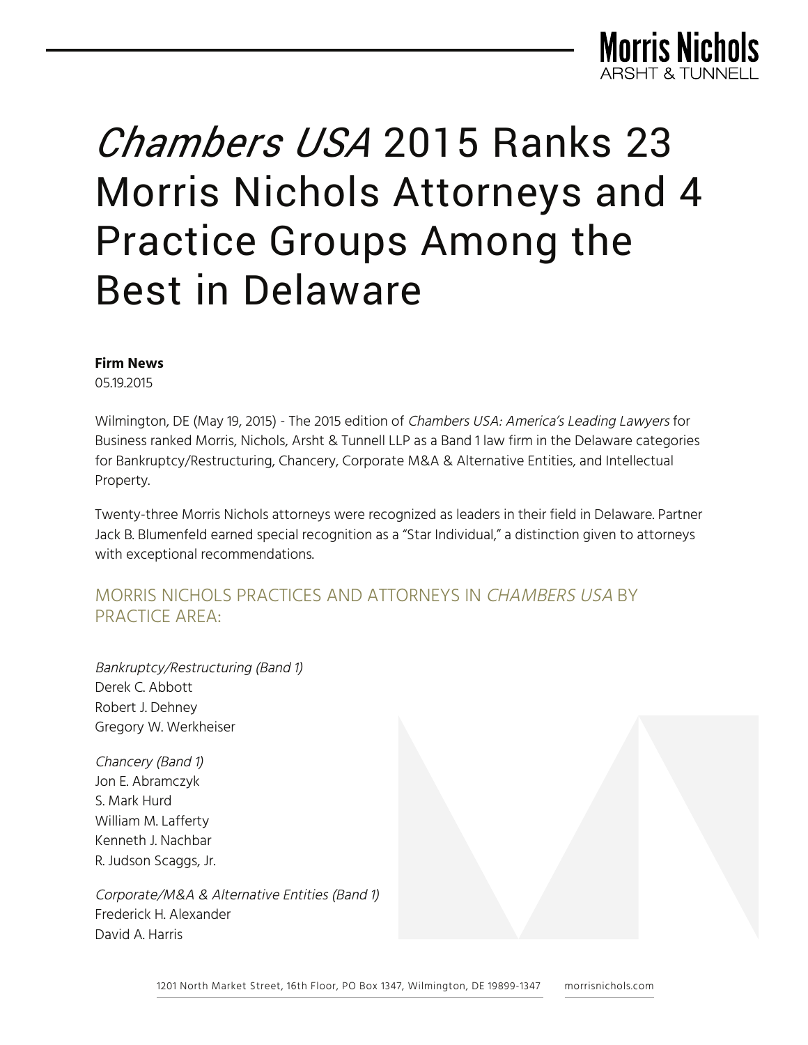# *Chambers USA* 2015 Ranks 23 Morris Nichols Attorneys and 4 Practice Groups Among the Best in Delaware

**Firm News**
05.19.2015

Wilmington, DE (May 19, 2015) - The 2015 edition of *Chambers USA: America's Leading Lawyers* for Business ranked Morris, Nichols, Arsht & Tunnell LLP as a Band 1 law firm in the Delaware categories for Bankruptcy/Restructuring, Chancery, Corporate M&A & Alternative Entities, and Intellectual Property.

Twenty-three Morris Nichols attorneys were recognized as leaders in their field in Delaware. Partner Jack B. Blumenfeld earned special recognition as a "Star Individual," a distinction given to attorneys with exceptional recommendations.

## MORRIS NICHOLS PRACTICES AND ATTORNEYS IN *CHAMBERS USA* BY PRACTICE AREA:

*Bankruptcy/Restructuring (Band 1)*
Derek C. Abbott
Robert J. Dehney
Gregory W. Werkheiser

*Chancery (Band 1)*
Jon E. Abramczyk
S. Mark Hurd
William M. Lafferty
Kenneth J. Nachbar
R. Judson Scaggs, Jr.

*Corporate/M&A & Alternative Entities (Band 1)*
Frederick H. Alexander
David A. Harris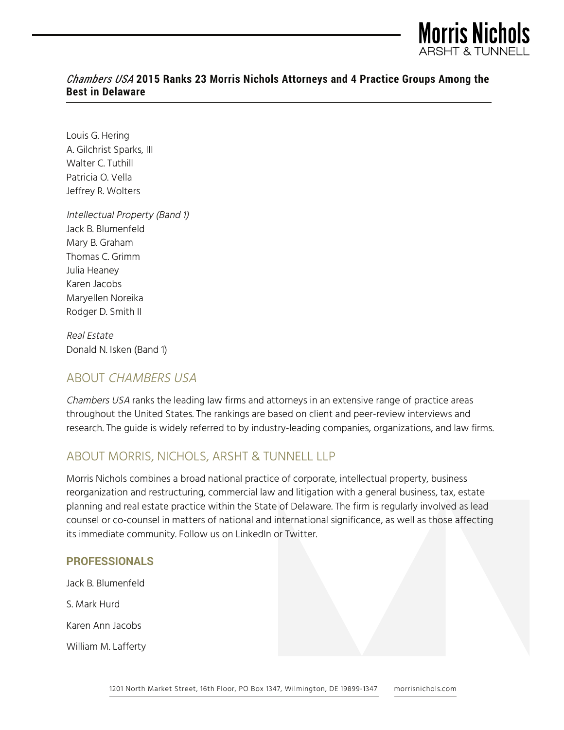*Chambers USA* **2015 Ranks 23 Morris Nichols Attorneys and 4 Practice Groups Among the Best in Delaware**

Louis G. Hering
A. Gilchrist Sparks, III
Walter C. Tuthill
Patricia O. Vella
Jeffrey R. Wolters

*Intellectual Property (Band 1)*
Jack B. Blumenfeld
Mary B. Graham
Thomas C. Grimm
Julia Heaney
Karen Jacobs
Maryellen Noreika
Rodger D. Smith II

*Real Estate*
Donald N. Isken (Band 1)

## ABOUT *CHAMBERS USA*

*Chambers USA* ranks the leading law firms and attorneys in an extensive range of practice areas throughout the United States. The rankings are based on client and peer-review interviews and research. The guide is widely referred to by industry-leading companies, organizations, and law firms.

## ABOUT MORRIS, NICHOLS, ARSHT & TUNNELL LLP

Morris Nichols combines a broad national practice of corporate, intellectual property, business reorganization and restructuring, commercial law and litigation with a general business, tax, estate planning and real estate practice within the State of Delaware. The firm is regularly involved as lead counsel or co-counsel in matters of national and international significance, as well as those affecting its immediate community. Follow us on LinkedIn or Twitter.

### PROFESSIONALS

Jack B. Blumenfeld

S. Mark Hurd

Karen Ann Jacobs

William M. Lafferty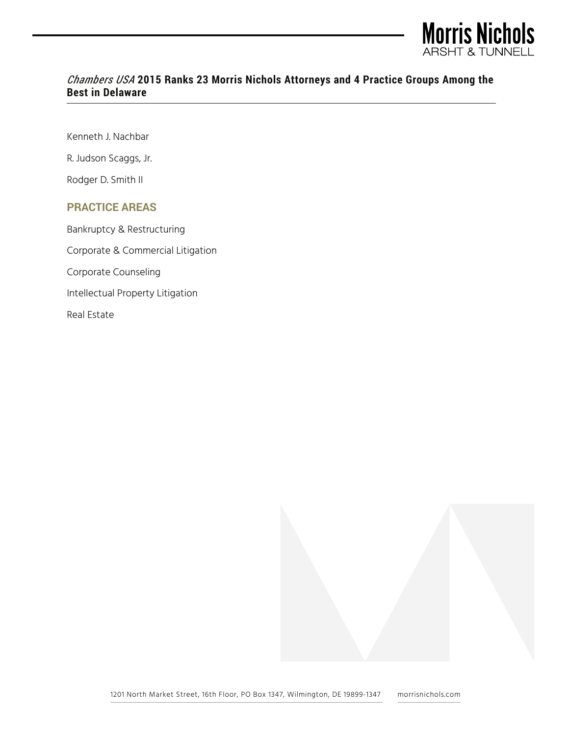Kenneth J. Nachbar

R. Judson Scaggs, Jr.

Rodger D. Smith II

## PRACTICE AREAS

Bankruptcy & Restructuring

Corporate & Commercial Litigation

Corporate Counseling

Intellectual Property Litigation

Real Estate